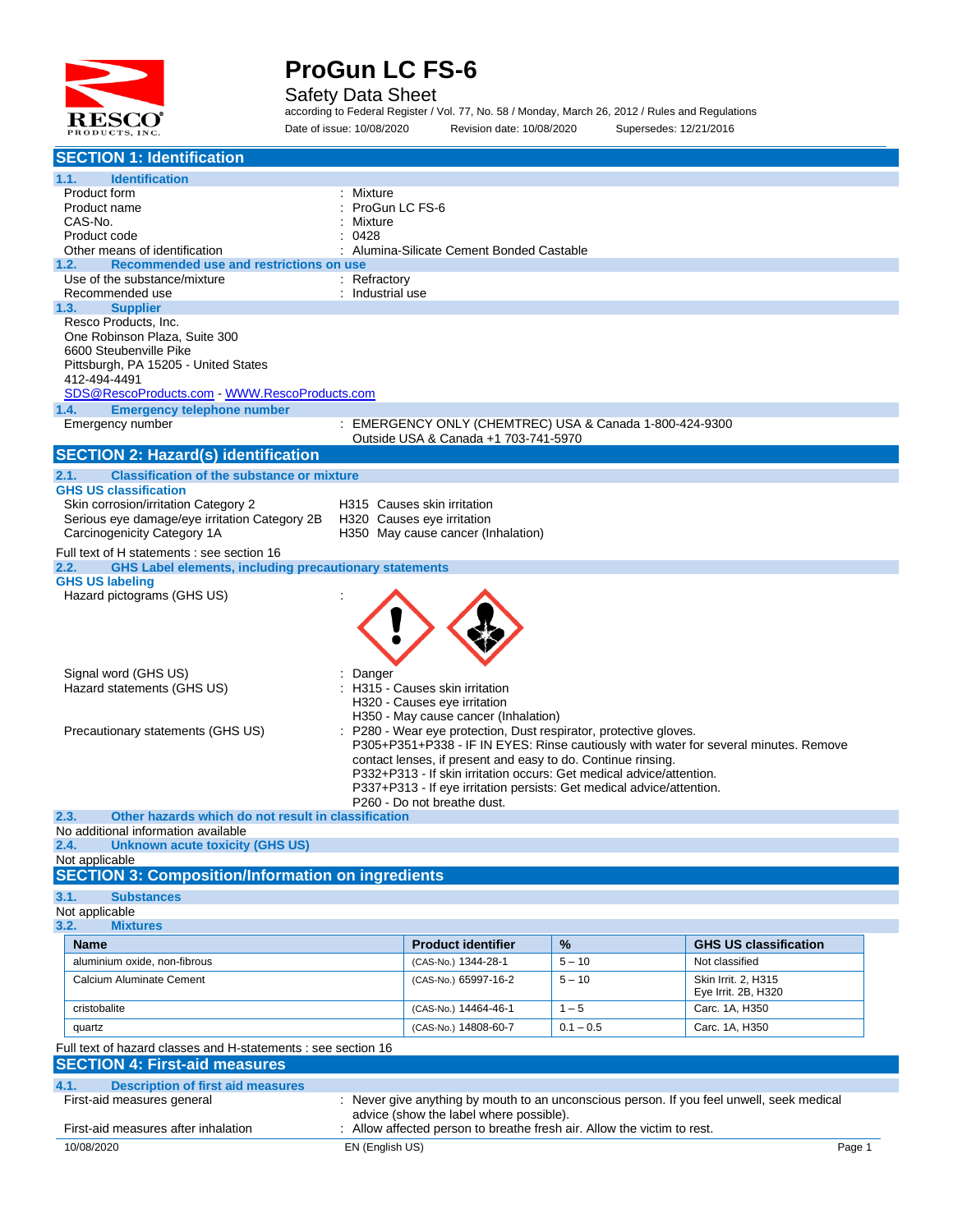# ProGun LC FS-6

Safety Data Sheet

according to Federal Register / Vol. 77, No. 58 / Monday, March 26, 2012 / Rules and Regulations

Date of issue: 10/08/2020 Revision date: 10/08/2020 Supersedes: 12/21/2016

## SECTION 1: Identification

### 1.1. Identification

Product form : Mixture

Product name : ProGun LC FS-6

CAS-No. : Mixture

Product code : 0428

Other means of identification : Alumina-Silicate Cement Bonded Castable

### 1.2. Recommended use and restrictions on use

Use of the substance/mixture : Refractory

Recommended use : Industrial use

### 1.3. Supplier

Resco Products, Inc.
One Robinson Plaza, Suite 300
6600 Steubenville Pike
Pittsburgh, PA 15205 - United States
412-494-4491
SDS@RescoProducts.com - WWW.RescoProducts.com

### 1.4. Emergency telephone number

Emergency number : EMERGENCY ONLY (CHEMTREC) USA & Canada 1-800-424-9300
Outside USA & Canada +1 703-741-5970

## SECTION 2: Hazard(s) identification

### 2.1. Classification of the substance or mixture

**GHS US classification**

Skin corrosion/irritation Category 2 — H315 Causes skin irritation

Serious eye damage/eye irritation Category 2B — H320 Causes eye irritation

Carcinogenicity Category 1A — H350 May cause cancer (Inhalation)

Full text of H statements : see section 16

### 2.2. GHS Label elements, including precautionary statements

**GHS US labeling**

Hazard pictograms (GHS US) :

Signal word (GHS US) : Danger

Hazard statements (GHS US) : H315 - Causes skin irritation
H320 - Causes eye irritation
H350 - May cause cancer (Inhalation)

Precautionary statements (GHS US) : P280 - Wear eye protection, Dust respirator, protective gloves.
P305+P351+P338 - IF IN EYES: Rinse cautiously with water for several minutes. Remove contact lenses, if present and easy to do. Continue rinsing.
P332+P313 - If skin irritation occurs: Get medical advice/attention.
P337+P313 - If eye irritation persists: Get medical advice/attention.
P260 - Do not breathe dust.

### 2.3. Other hazards which do not result in classification

No additional information available

### 2.4. Unknown acute toxicity (GHS US)

Not applicable

## SECTION 3: Composition/Information on ingredients

### 3.1. Substances

Not applicable

### 3.2. Mixtures

| Name | Product identifier | % | GHS US classification |
|---|---|---|---|
| aluminium oxide, non-fibrous | (CAS-No.) 1344-28-1 | 5 – 10 | Not classified |
| Calcium Aluminate Cement | (CAS-No.) 65997-16-2 | 5 – 10 | Skin Irrit. 2, H315<br>Eye Irrit. 2B, H320 |
| cristobalite | (CAS-No.) 14464-46-1 | 1 – 5 | Carc. 1A, H350 |
| quartz | (CAS-No.) 14808-60-7 | 0.1 – 0.5 | Carc. 1A, H350 |

Full text of hazard classes and H-statements : see section 16

## SECTION 4: First-aid measures

### 4.1. Description of first aid measures

First-aid measures general : Never give anything by mouth to an unconscious person. If you feel unwell, seek medical advice (show the label where possible).

First-aid measures after inhalation : Allow affected person to breathe fresh air. Allow the victim to rest.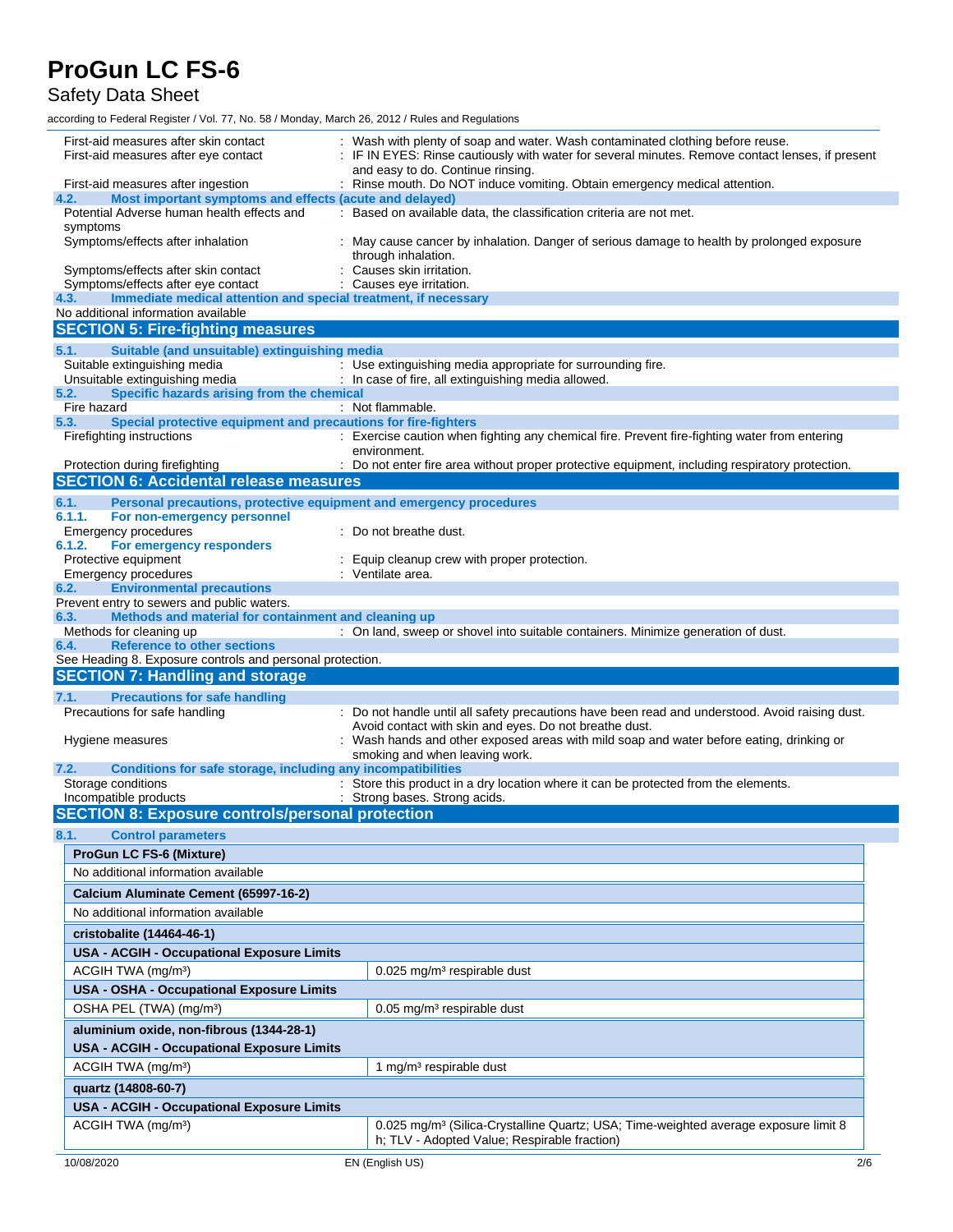First-aid measures after skin contact : Wash with plenty of soap and water. Wash contaminated clothing before reuse.
First-aid measures after eye contact : IF IN EYES: Rinse cautiously with water for several minutes. Remove contact lenses, if present and easy to do. Continue rinsing.
First-aid measures after ingestion : Rinse mouth. Do NOT induce vomiting. Obtain emergency medical attention.

### 4.2. Most important symptoms and effects (acute and delayed)

Potential Adverse human health effects and symptoms : Based on available data, the classification criteria are not met.
Symptoms/effects after inhalation : May cause cancer by inhalation. Danger of serious damage to health by prolonged exposure through inhalation.
Symptoms/effects after skin contact : Causes skin irritation.
Symptoms/effects after eye contact : Causes eye irritation.

### 4.3. Immediate medical attention and special treatment, if necessary

No additional information available

## SECTION 5: Fire-fighting measures

### 5.1. Suitable (and unsuitable) extinguishing media

Suitable extinguishing media : Use extinguishing media appropriate for surrounding fire.
Unsuitable extinguishing media : In case of fire, all extinguishing media allowed.

### 5.2. Specific hazards arising from the chemical

Fire hazard : Not flammable.

### 5.3. Special protective equipment and precautions for fire-fighters

Firefighting instructions : Exercise caution when fighting any chemical fire. Prevent fire-fighting water from entering environment.
Protection during firefighting : Do not enter fire area without proper protective equipment, including respiratory protection.

## SECTION 6: Accidental release measures

### 6.1. Personal precautions, protective equipment and emergency procedures

#### 6.1.1. For non-emergency personnel

Emergency procedures : Do not breathe dust.

#### 6.1.2. For emergency responders

Protective equipment : Equip cleanup crew with proper protection.
Emergency procedures : Ventilate area.

### 6.2. Environmental precautions

Prevent entry to sewers and public waters.

### 6.3. Methods and material for containment and cleaning up

Methods for cleaning up : On land, sweep or shovel into suitable containers. Minimize generation of dust.

### 6.4. Reference to other sections

See Heading 8. Exposure controls and personal protection.

## SECTION 7: Handling and storage

### 7.1. Precautions for safe handling

Precautions for safe handling : Do not handle until all safety precautions have been read and understood. Avoid raising dust. Avoid contact with skin and eyes. Do not breathe dust.
Hygiene measures : Wash hands and other exposed areas with mild soap and water before eating, drinking or smoking and when leaving work.

### 7.2. Conditions for safe storage, including any incompatibilities

Storage conditions : Store this product in a dry location where it can be protected from the elements.
Incompatible products : Strong bases. Strong acids.

## SECTION 8: Exposure controls/personal protection

### 8.1. Control parameters

| **ProGun LC FS-6 (Mixture)** | |
|---|---|
| No additional information available | |
| **Calcium Aluminate Cement (65997-16-2)** | |
| No additional information available | |
| **cristobalite (14464-46-1)** | |
| **USA - ACGIH - Occupational Exposure Limits** | |
| ACGIH TWA (mg/m³) | 0.025 mg/m³ respirable dust |
| **USA - OSHA - Occupational Exposure Limits** | |
| OSHA PEL (TWA) (mg/m³) | 0.05 mg/m³ respirable dust |
| **aluminium oxide, non-fibrous (1344-28-1)** | |
| **USA - ACGIH - Occupational Exposure Limits** | |
| ACGIH TWA (mg/m³) | 1 mg/m³ respirable dust |
| **quartz (14808-60-7)** | |
| **USA - ACGIH - Occupational Exposure Limits** | |
| ACGIH TWA (mg/m³) | 0.025 mg/m³ (Silica-Crystalline Quartz; USA; Time-weighted average exposure limit 8 h; TLV - Adopted Value; Respirable fraction) |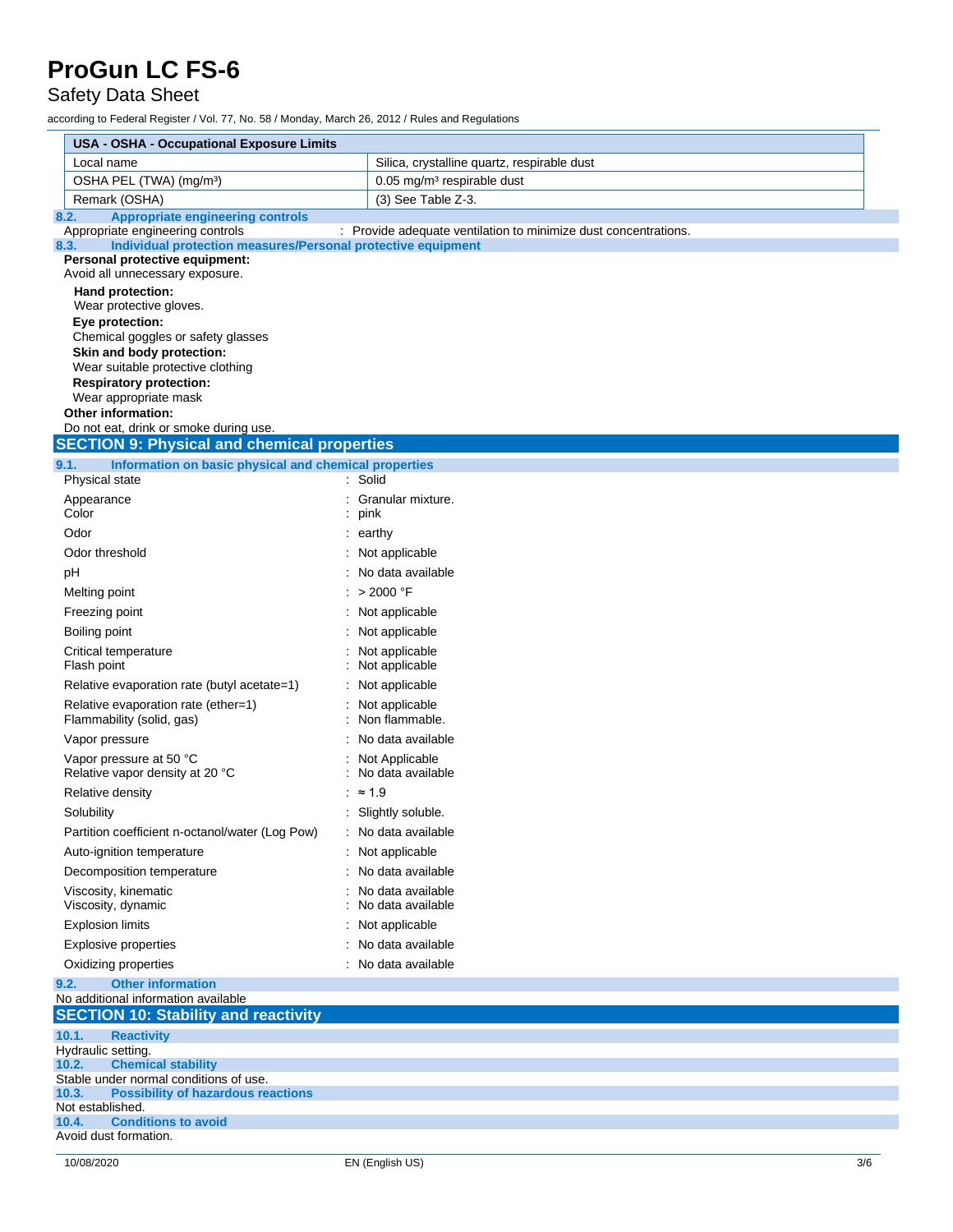| USA - OSHA - Occupational Exposure Limits | |
| --- | --- |
| Local name | Silica, crystalline quartz, respirable dust |
| OSHA PEL (TWA) (mg/m³) | 0.05 mg/m³ respirable dust |
| Remark (OSHA) | (3) See Table Z-3. |

### 8.2. Appropriate engineering controls

Appropriate engineering controls : Provide adequate ventilation to minimize dust concentrations.

### 8.3. Individual protection measures/Personal protective equipment

**Personal protective equipment:**

Avoid all unnecessary exposure.

**Hand protection:**

Wear protective gloves.

**Eye protection:**

Chemical goggles or safety glasses

**Skin and body protection:**

Wear suitable protective clothing

**Respiratory protection:**

Wear appropriate mask

**Other information:**

Do not eat, drink or smoke during use.

## SECTION 9: Physical and chemical properties

### 9.1. Information on basic physical and chemical properties

| | |
| --- | --- |
| Physical state | : Solid |
| Appearance | : Granular mixture. |
| Color | : pink |
| Odor | : earthy |
| Odor threshold | : Not applicable |
| pH | : No data available |
| Melting point | : > 2000 °F |
| Freezing point | : Not applicable |
| Boiling point | : Not applicable |
| Critical temperature | : Not applicable |
| Flash point | : Not applicable |
| Relative evaporation rate (butyl acetate=1) | : Not applicable |
| Relative evaporation rate (ether=1) | : Not applicable |
| Flammability (solid, gas) | : Non flammable. |
| Vapor pressure | : No data available |
| Vapor pressure at 50 °C | : Not Applicable |
| Relative vapor density at 20 °C | : No data available |
| Relative density | : ≈ 1.9 |
| Solubility | : Slightly soluble. |
| Partition coefficient n-octanol/water (Log Pow) | : No data available |
| Auto-ignition temperature | : Not applicable |
| Decomposition temperature | : No data available |
| Viscosity, kinematic | : No data available |
| Viscosity, dynamic | : No data available |
| Explosion limits | : Not applicable |
| Explosive properties | : No data available |
| Oxidizing properties | : No data available |

### 9.2. Other information

No additional information available

## SECTION 10: Stability and reactivity

### 10.1. Reactivity

Hydraulic setting.

### 10.2. Chemical stability

Stable under normal conditions of use.

### 10.3. Possibility of hazardous reactions

Not established.

### 10.4. Conditions to avoid

Avoid dust formation.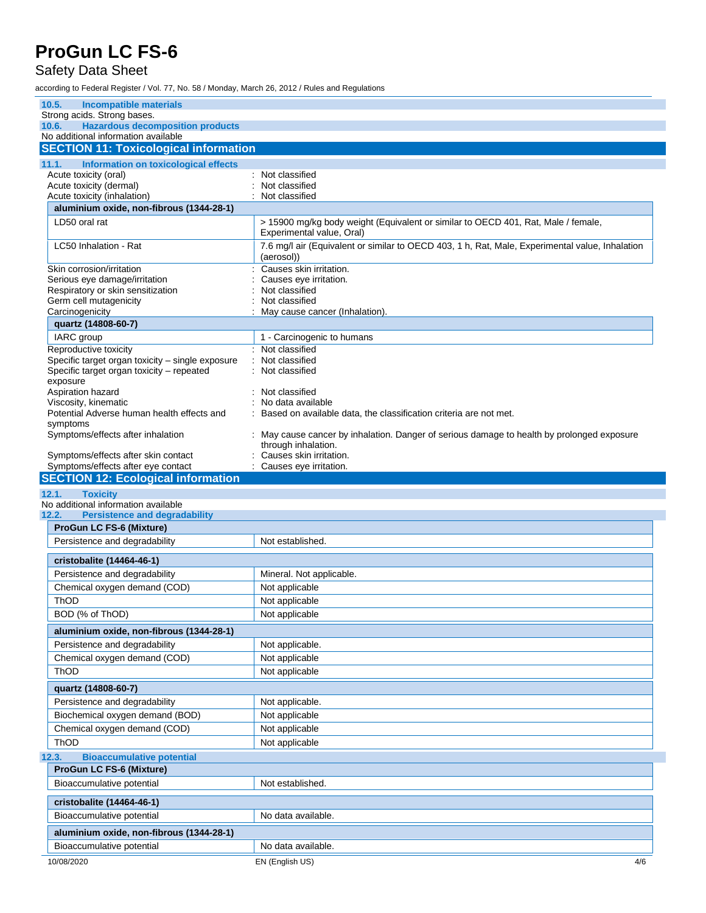### 10.5. Incompatible materials

Strong acids. Strong bases.

### 10.6. Hazardous decomposition products

No additional information available

## SECTION 11: Toxicological information

### 11.1. Information on toxicological effects

Acute toxicity (oral) : Not classified
Acute toxicity (dermal) : Not classified
Acute toxicity (inhalation) : Not classified

| aluminium oxide, non-fibrous (1344-28-1) | |
|---|---|
| LD50 oral rat | > 15900 mg/kg body weight (Equivalent or similar to OECD 401, Rat, Male / female, Experimental value, Oral) |
| LC50 Inhalation - Rat | 7.6 mg/l air (Equivalent or similar to OECD 403, 1 h, Rat, Male, Experimental value, Inhalation (aerosol)) |

Skin corrosion/irritation : Causes skin irritation.
Serious eye damage/irritation : Causes eye irritation.
Respiratory or skin sensitization : Not classified
Germ cell mutagenicity : Not classified
Carcinogenicity : May cause cancer (Inhalation).

| quartz (14808-60-7) | |
|---|---|
| IARC group | 1 - Carcinogenic to humans |

Reproductive toxicity : Not classified
Specific target organ toxicity – single exposure : Not classified
Specific target organ toxicity – repeated exposure : Not classified
Aspiration hazard : Not classified
Viscosity, kinematic : No data available
Potential Adverse human health effects and symptoms : Based on available data, the classification criteria are not met.
Symptoms/effects after inhalation : May cause cancer by inhalation. Danger of serious damage to health by prolonged exposure through inhalation.
Symptoms/effects after skin contact : Causes skin irritation.
Symptoms/effects after eye contact : Causes eye irritation.

## SECTION 12: Ecological information

### 12.1. Toxicity

No additional information available

### 12.2. Persistence and degradability

| ProGun LC FS-6 (Mixture) | |
|---|---|
| Persistence and degradability | Not established. |

| cristobalite (14464-46-1) | |
|---|---|
| Persistence and degradability | Mineral. Not applicable. |
| Chemical oxygen demand (COD) | Not applicable |
| ThOD | Not applicable |
| BOD (% of ThOD) | Not applicable |

| aluminium oxide, non-fibrous (1344-28-1) | |
|---|---|
| Persistence and degradability | Not applicable. |
| Chemical oxygen demand (COD) | Not applicable |
| ThOD | Not applicable |

| quartz (14808-60-7) | |
|---|---|
| Persistence and degradability | Not applicable. |
| Biochemical oxygen demand (BOD) | Not applicable |
| Chemical oxygen demand (COD) | Not applicable |
| ThOD | Not applicable |

### 12.3. Bioaccumulative potential

| ProGun LC FS-6 (Mixture) | |
|---|---|
| Bioaccumulative potential | Not established. |

| cristobalite (14464-46-1) | |
|---|---|
| Bioaccumulative potential | No data available. |

| aluminium oxide, non-fibrous (1344-28-1) | |
|---|---|
| Bioaccumulative potential | No data available. |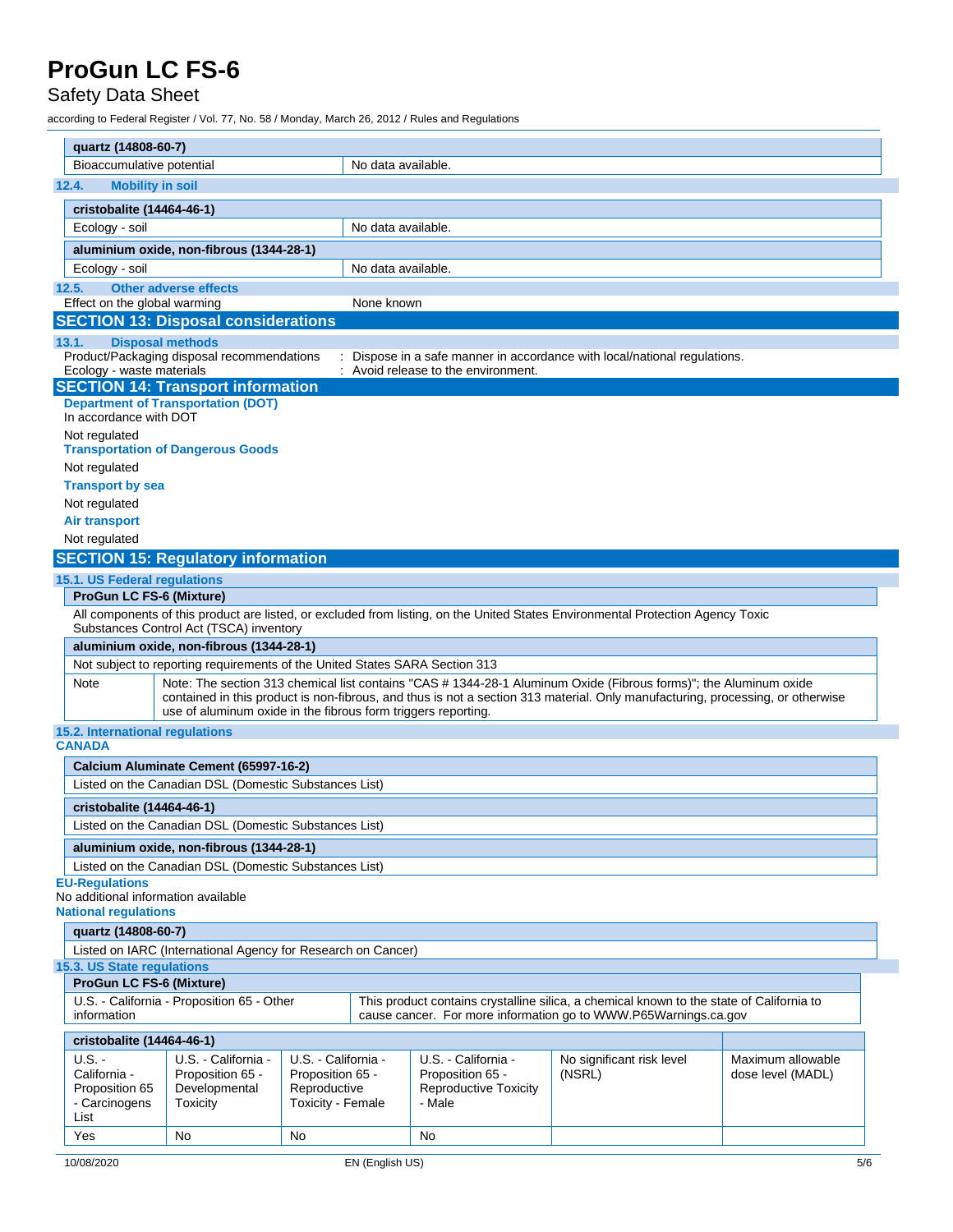| quartz (14808-60-7) | |
|---|---|
| Bioaccumulative potential | No data available. |

### 12.4. Mobility in soil

| cristobalite (14464-46-1) | |
|---|---|
| Ecology - soil | No data available. |

| aluminium oxide, non-fibrous (1344-28-1) | |
|---|---|
| Ecology - soil | No data available. |

### 12.5. Other adverse effects

Effect on the global warming: None known

## SECTION 13: Disposal considerations

### 13.1. Disposal methods

Product/Packaging disposal recommendations : Dispose in a safe manner in accordance with local/national regulations.

Ecology - waste materials : Avoid release to the environment.

## SECTION 14: Transport information

**Department of Transportation (DOT)**

In accordance with DOT

Not regulated

**Transportation of Dangerous Goods**

Not regulated

**Transport by sea**

Not regulated

**Air transport**

Not regulated

## SECTION 15: Regulatory information

### 15.1. US Federal regulations

| ProGun LC FS-6 (Mixture) |
|---|
| All components of this product are listed, or excluded from listing, on the United States Environmental Protection Agency Toxic Substances Control Act (TSCA) inventory |

| aluminium oxide, non-fibrous (1344-28-1) | |
|---|---|
| Not subject to reporting requirements of the United States SARA Section 313 | |
| Note | Note: The section 313 chemical list contains "CAS # 1344-28-1 Aluminum Oxide (Fibrous forms)"; the Aluminum oxide contained in this product is non-fibrous, and thus is not a section 313 material. Only manufacturing, processing, or otherwise use of aluminum oxide in the fibrous form triggers reporting. |

### 15.2. International regulations

**CANADA**

| Calcium Aluminate Cement (65997-16-2) |
|---|
| Listed on the Canadian DSL (Domestic Substances List) |

| cristobalite (14464-46-1) |
|---|
| Listed on the Canadian DSL (Domestic Substances List) |

| aluminium oxide, non-fibrous (1344-28-1) |
|---|
| Listed on the Canadian DSL (Domestic Substances List) |

**EU-Regulations**

No additional information available

**National regulations**

| quartz (14808-60-7) |
|---|
| Listed on IARC (International Agency for Research on Cancer) |

### 15.3. US State regulations

| ProGun LC FS-6 (Mixture) | |
|---|---|
| U.S. - California - Proposition 65 - Other information | This product contains crystalline silica, a chemical known to the state of California to cause cancer. For more information go to WWW.P65Warnings.ca.gov |

| cristobalite (14464-46-1) | | | | | |
|---|---|---|---|---|---|
| U.S. - California - Proposition 65 - Carcinogens List | U.S. - California - Proposition 65 - Developmental Toxicity | U.S. - California - Proposition 65 - Reproductive Toxicity - Female | U.S. - California - Proposition 65 - Reproductive Toxicity - Male | No significant risk level (NSRL) | Maximum allowable dose level (MADL) |
| Yes | No | No | No | | |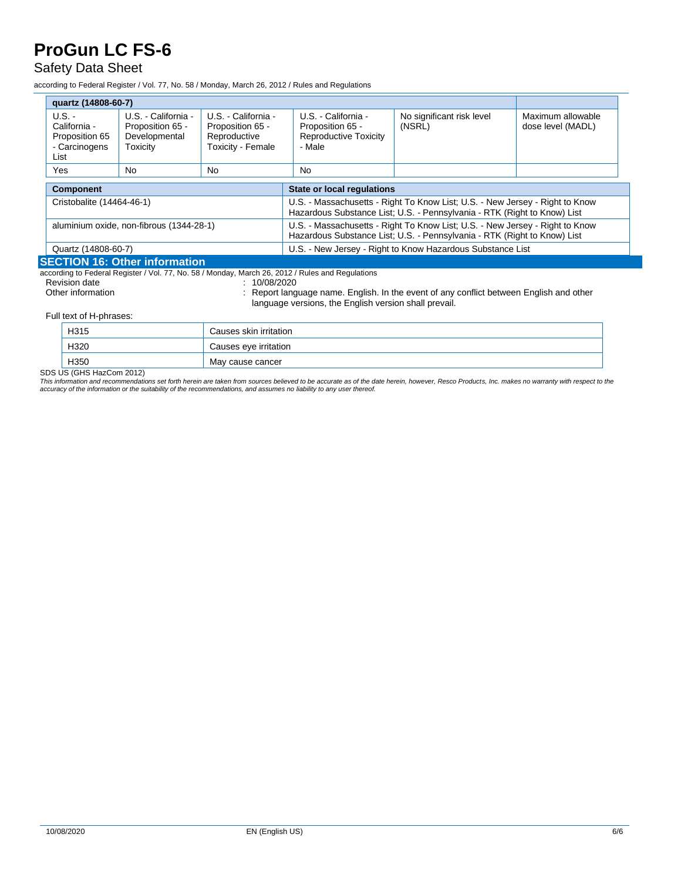| quartz (14808-60-7) | | | | | |
|---|---|---|---|---|---|
| U.S. - California - Proposition 65 - Carcinogens List | U.S. - California - Proposition 65 - Developmental Toxicity | U.S. - California - Proposition 65 - Reproductive Toxicity - Female | U.S. - California - Proposition 65 - Reproductive Toxicity - Male | No significant risk level (NSRL) | Maximum allowable dose level (MADL) |
| Yes | No | No | No | | |

| Component | State or local regulations |
|---|---|
| Cristobalite (14464-46-1) | U.S. - Massachusetts - Right To Know List; U.S. - New Jersey - Right to Know Hazardous Substance List; U.S. - Pennsylvania - RTK (Right to Know) List |
| aluminium oxide, non-fibrous (1344-28-1) | U.S. - Massachusetts - Right To Know List; U.S. - New Jersey - Right to Know Hazardous Substance List; U.S. - Pennsylvania - RTK (Right to Know) List |
| Quartz (14808-60-7) | U.S. - New Jersey - Right to Know Hazardous Substance List |

## SECTION 16: Other information

according to Federal Register / Vol. 77, No. 58 / Monday, March 26, 2012 / Rules and Regulations

Revision date : 10/08/2020

Other information : Report language name. English. In the event of any conflict between English and other language versions, the English version shall prevail.

Full text of H-phrases:

| | |
|---|---|
| H315 | Causes skin irritation |
| H320 | Causes eye irritation |
| H350 | May cause cancer |

SDS US (GHS HazCom 2012)

*This information and recommendations set forth herein are taken from sources believed to be accurate as of the date herein, however, Resco Products, Inc. makes no warranty with respect to the accuracy of the information or the suitability of the recommendations, and assumes no liability to any user thereof.*